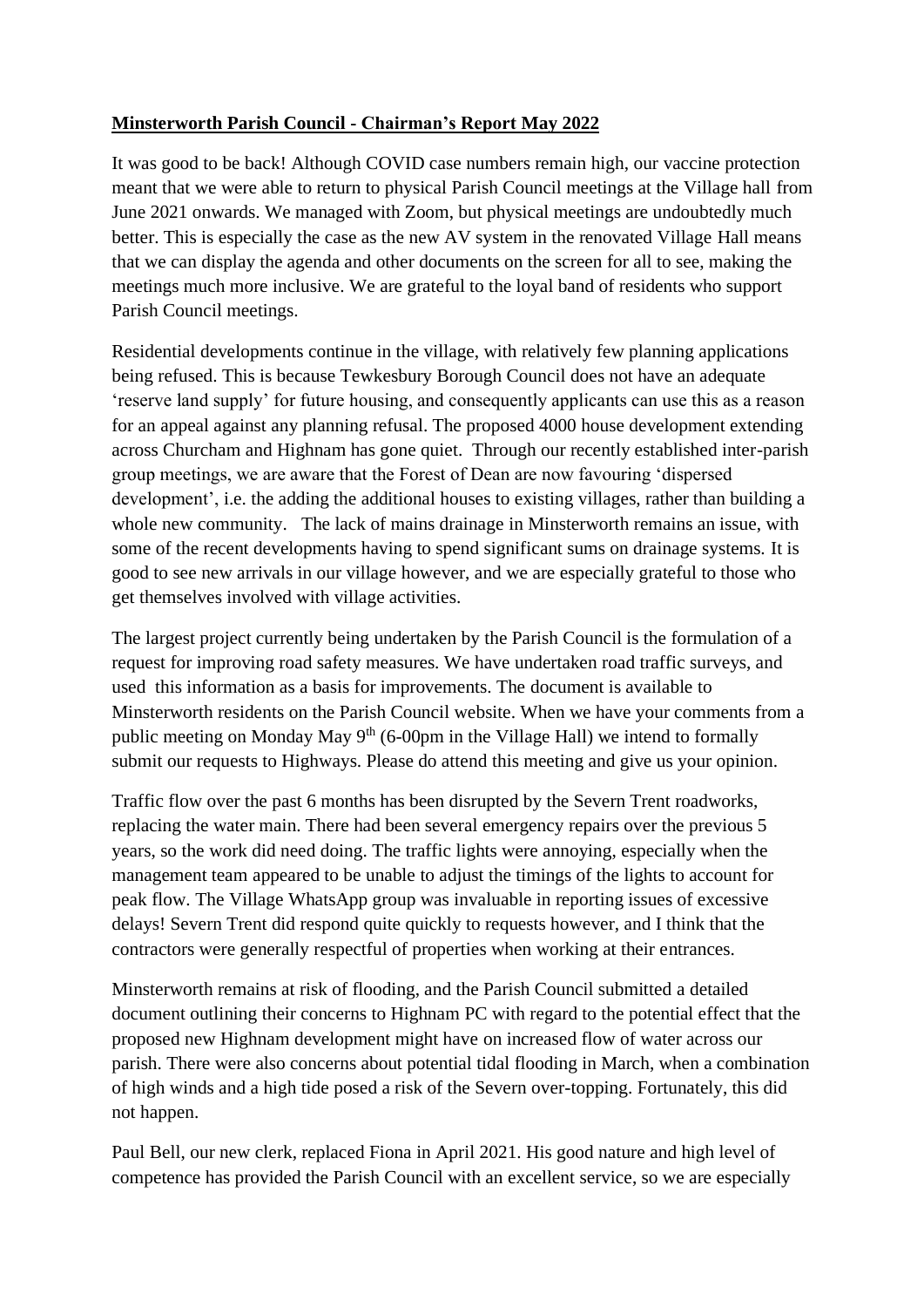**Minsterworth Parish Council - Chairman's Report May 2022**

It was good to be back! Although COVID case numbers remain high, our vaccine protection meant that we were able to return to physical Parish Council meetings at the Village hall from June 2021 onwards. We managed with Zoom, but physical meetings are undoubtedly much better. This is especially the case as the new AV system in the renovated Village Hall means that we can display the agenda and other documents on the screen for all to see, making the meetings much more inclusive. We are grateful to the loyal band of residents who support Parish Council meetings.

Residential developments continue in the village, with relatively few planning applications being refused. This is because Tewkesbury Borough Council does not have an adequate 'reserve land supply' for future housing, and consequently applicants can use this as a reason for an appeal against any planning refusal. The proposed 4000 house development extending across Churcham and Highnam has gone quiet. Through our recently established inter-parish group meetings, we are aware that the Forest of Dean are now favouring 'dispersed development', i.e. the adding the additional houses to existing villages, rather than building a whole new community. The lack of mains drainage in Minsterworth remains an issue, with some of the recent developments having to spend significant sums on drainage systems. It is good to see new arrivals in our village however, and we are especially grateful to those who get themselves involved with village activities.

The largest project currently being undertaken by the Parish Council is the formulation of a request for improving road safety measures. We have undertaken road traffic surveys, and used this information as a basis for improvements. The document is available to Minsterworth residents on the Parish Council website. When we have your comments from a public meeting on Monday May 9th (6-00pm in the Village Hall) we intend to formally submit our requests to Highways. Please do attend this meeting and give us your opinion.

Traffic flow over the past 6 months has been disrupted by the Severn Trent roadworks, replacing the water main. There had been several emergency repairs over the previous 5 years, so the work did need doing. The traffic lights were annoying, especially when the management team appeared to be unable to adjust the timings of the lights to account for peak flow. The Village WhatsApp group was invaluable in reporting issues of excessive delays! Severn Trent did respond quite quickly to requests however, and I think that the contractors were generally respectful of properties when working at their entrances.

Minsterworth remains at risk of flooding, and the Parish Council submitted a detailed document outlining their concerns to Highnam PC with regard to the potential effect that the proposed new Highnam development might have on increased flow of water across our parish. There were also concerns about potential tidal flooding in March, when a combination of high winds and a high tide posed a risk of the Severn over-topping. Fortunately, this did not happen.

Paul Bell, our new clerk, replaced Fiona in April 2021. His good nature and high level of competence has provided the Parish Council with an excellent service, so we are especially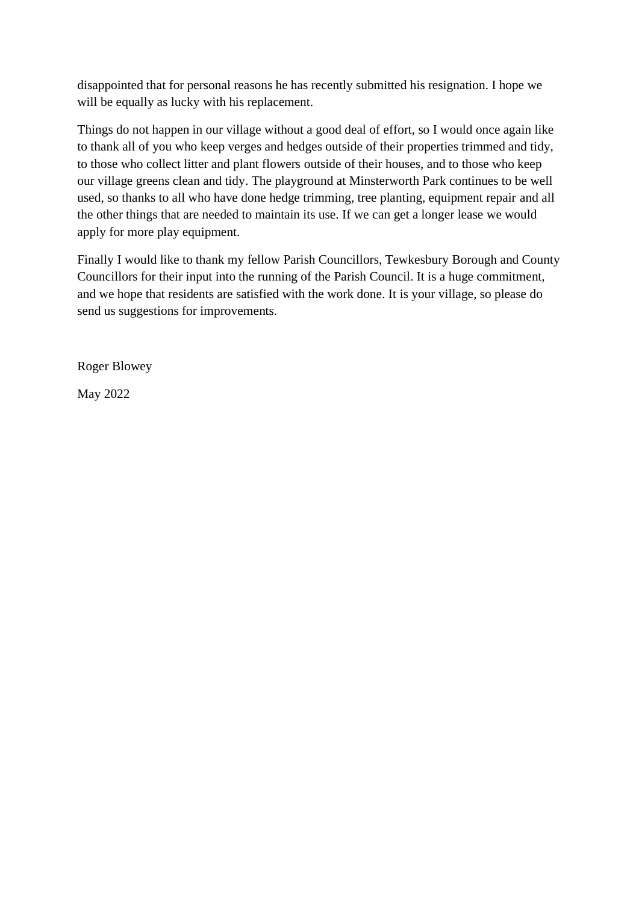disappointed that for personal reasons he has recently submitted his resignation. I hope we will be equally as lucky with his replacement.

Things do not happen in our village without a good deal of effort, so I would once again like to thank all of you who keep verges and hedges outside of their properties trimmed and tidy, to those who collect litter and plant flowers outside of their houses, and to those who keep our village greens clean and tidy. The playground at Minsterworth Park continues to be well used, so thanks to all who have done hedge trimming, tree planting, equipment repair and all the other things that are needed to maintain its use. If we can get a longer lease we would apply for more play equipment.

Finally I would like to thank my fellow Parish Councillors, Tewkesbury Borough and County Councillors for their input into the running of the Parish Council. It is a huge commitment, and we hope that residents are satisfied with the work done. It is your village, so please do send us suggestions for improvements.

Roger Blowey

May 2022